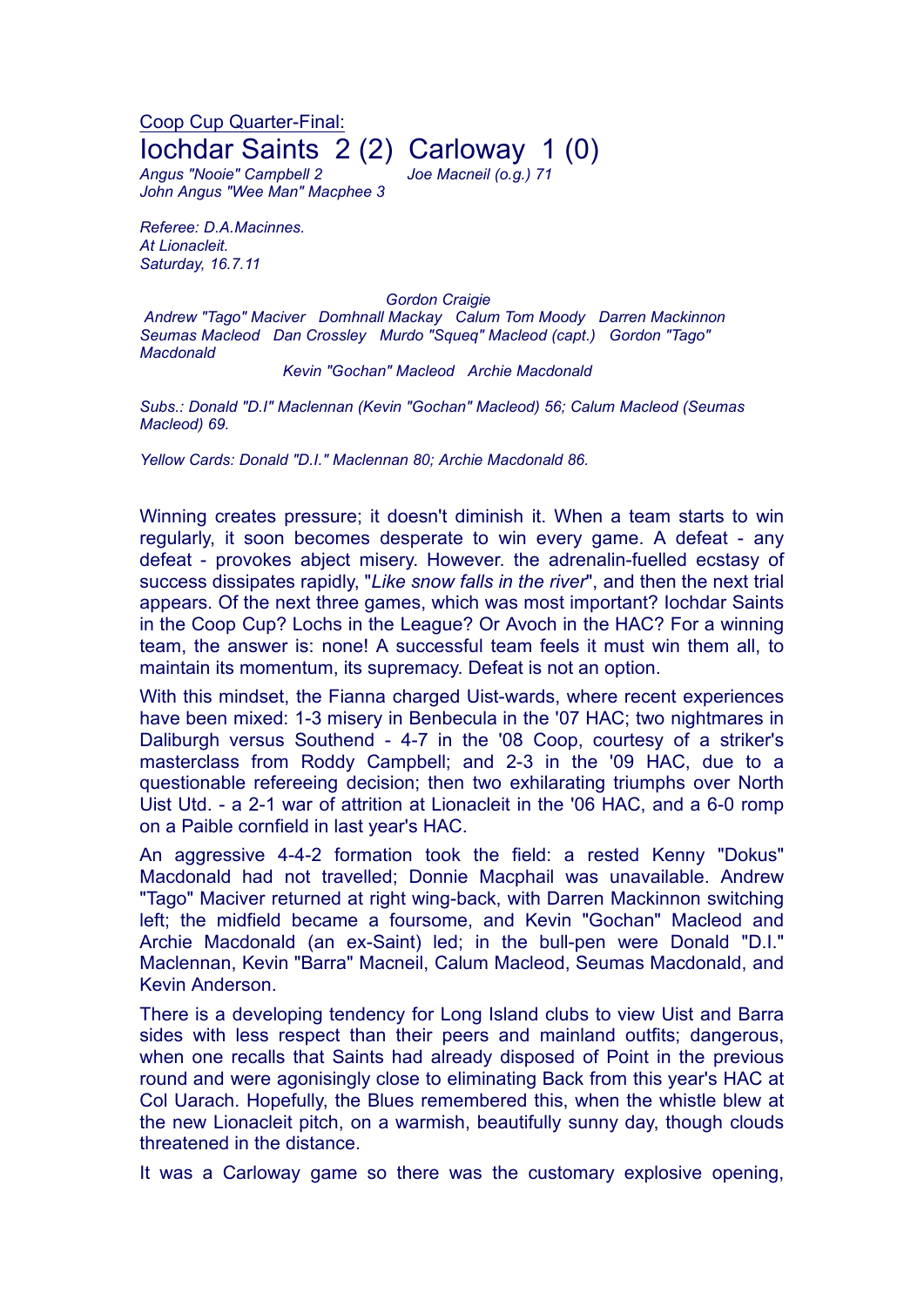Coop Cup Quarter-Final:

# Iochdar Saints 2 (2) Carloway 1 (0)

*Angus "Nooie" Campbell 2* *Joe Macneil (o.g.) 71*
*John Angus "Wee Man" Macphee 3*

*Referee: D.A.Macinnes.*
*At Lionacleit.*
*Saturday, 16.7.11*

*Gordon Craigie*
*Andrew "Tago" Maciver Domhnall Mackay Calum Tom Moody Darren Mackinnon*
*Seumas Macleod Dan Crossley Murdo "Squeq" Macleod (capt.) Gordon "Tago" Macdonald*
*Kevin "Gochan" Macleod Archie Macdonald*

*Subs.: Donald "D.I" Maclennan (Kevin "Gochan" Macleod) 56; Calum Macleod (Seumas Macleod) 69.*

*Yellow Cards: Donald "D.I." Maclennan 80; Archie Macdonald 86.*

Winning creates pressure; it doesn't diminish it. When a team starts to win regularly, it soon becomes desperate to win every game. A defeat - any defeat - provokes abject misery. However. the adrenalin-fuelled ecstasy of success dissipates rapidly, "*Like snow falls in the river*", and then the next trial appears. Of the next three games, which was most important? Iochdar Saints in the Coop Cup? Lochs in the League? Or Avoch in the HAC? For a winning team, the answer is: none! A successful team feels it must win them all, to maintain its momentum, its supremacy. Defeat is not an option.

With this mindset, the Fianna charged Uist-wards, where recent experiences have been mixed: 1-3 misery in Benbecula in the '07 HAC; two nightmares in Daliburgh versus Southend - 4-7 in the '08 Coop, courtesy of a striker's masterclass from Roddy Campbell; and 2-3 in the '09 HAC, due to a questionable refereeing decision; then two exhilarating triumphs over North Uist Utd. - a 2-1 war of attrition at Lionacleit in the '06 HAC, and a 6-0 romp on a Paible cornfield in last year's HAC.

An aggressive 4-4-2 formation took the field: a rested Kenny "Dokus" Macdonald had not travelled; Donnie Macphail was unavailable. Andrew "Tago" Maciver returned at right wing-back, with Darren Mackinnon switching left; the midfield became a foursome, and Kevin "Gochan" Macleod and Archie Macdonald (an ex-Saint) led; in the bull-pen were Donald "D.I." Maclennan, Kevin "Barra" Macneil, Calum Macleod, Seumas Macdonald, and Kevin Anderson.

There is a developing tendency for Long Island clubs to view Uist and Barra sides with less respect than their peers and mainland outfits; dangerous, when one recalls that Saints had already disposed of Point in the previous round and were agonisingly close to eliminating Back from this year's HAC at Col Uarach. Hopefully, the Blues remembered this, when the whistle blew at the new Lionacleit pitch, on a warmish, beautifully sunny day, though clouds threatened in the distance.

It was a Carloway game so there was the customary explosive opening,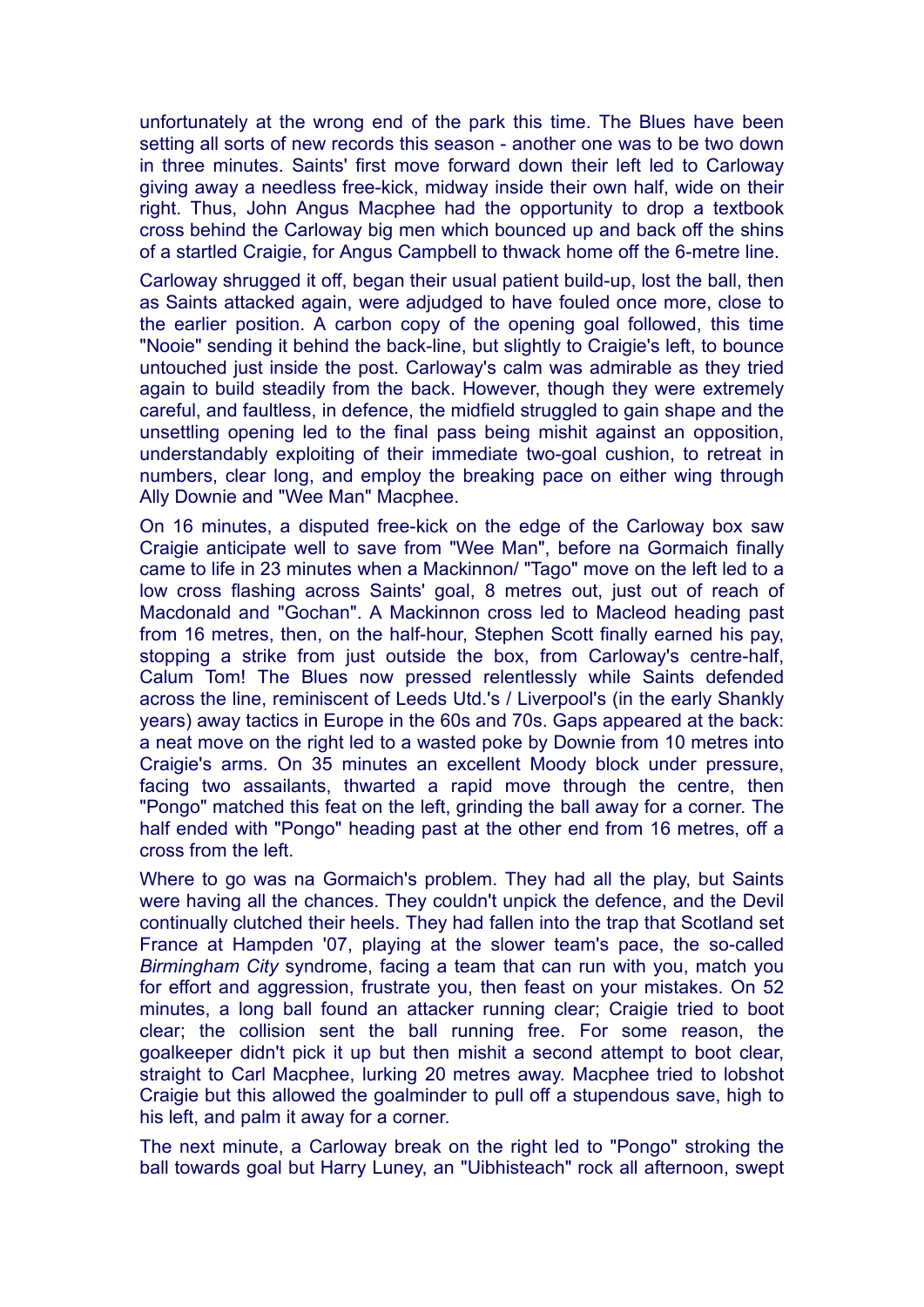unfortunately at the wrong end of the park this time. The Blues have been setting all sorts of new records this season - another one was to be two down in three minutes. Saints' first move forward down their left led to Carloway giving away a needless free-kick, midway inside their own half, wide on their right. Thus, John Angus Macphee had the opportunity to drop a textbook cross behind the Carloway big men which bounced up and back off the shins of a startled Craigie, for Angus Campbell to thwack home off the 6-metre line.

Carloway shrugged it off, began their usual patient build-up, lost the ball, then as Saints attacked again, were adjudged to have fouled once more, close to the earlier position. A carbon copy of the opening goal followed, this time "Nooie" sending it behind the back-line, but slightly to Craigie's left, to bounce untouched just inside the post. Carloway's calm was admirable as they tried again to build steadily from the back. However, though they were extremely careful, and faultless, in defence, the midfield struggled to gain shape and the unsettling opening led to the final pass being mishit against an opposition, understandably exploiting of their immediate two-goal cushion, to retreat in numbers, clear long, and employ the breaking pace on either wing through Ally Downie and "Wee Man" Macphee.

On 16 minutes, a disputed free-kick on the edge of the Carloway box saw Craigie anticipate well to save from "Wee Man", before na Gormaich finally came to life in 23 minutes when a Mackinnon/ "Tago" move on the left led to a low cross flashing across Saints' goal, 8 metres out, just out of reach of Macdonald and "Gochan". A Mackinnon cross led to Macleod heading past from 16 metres, then, on the half-hour, Stephen Scott finally earned his pay, stopping a strike from just outside the box, from Carloway's centre-half, Calum Tom! The Blues now pressed relentlessly while Saints defended across the line, reminiscent of Leeds Utd.'s / Liverpool's (in the early Shankly years) away tactics in Europe in the 60s and 70s. Gaps appeared at the back: a neat move on the right led to a wasted poke by Downie from 10 metres into Craigie's arms. On 35 minutes an excellent Moody block under pressure, facing two assailants, thwarted a rapid move through the centre, then "Pongo" matched this feat on the left, grinding the ball away for a corner. The half ended with "Pongo" heading past at the other end from 16 metres, off a cross from the left.

Where to go was na Gormaich's problem. They had all the play, but Saints were having all the chances. They couldn't unpick the defence, and the Devil continually clutched their heels. They had fallen into the trap that Scotland set France at Hampden '07, playing at the slower team's pace, the so-called *Birmingham City* syndrome, facing a team that can run with you, match you for effort and aggression, frustrate you, then feast on your mistakes. On 52 minutes, a long ball found an attacker running clear; Craigie tried to boot clear; the collision sent the ball running free. For some reason, the goalkeeper didn't pick it up but then mishit a second attempt to boot clear, straight to Carl Macphee, lurking 20 metres away. Macphee tried to lobshot Craigie but this allowed the goalminder to pull off a stupendous save, high to his left, and palm it away for a corner.

The next minute, a Carloway break on the right led to "Pongo" stroking the ball towards goal but Harry Luney, an "Uibhisteach" rock all afternoon, swept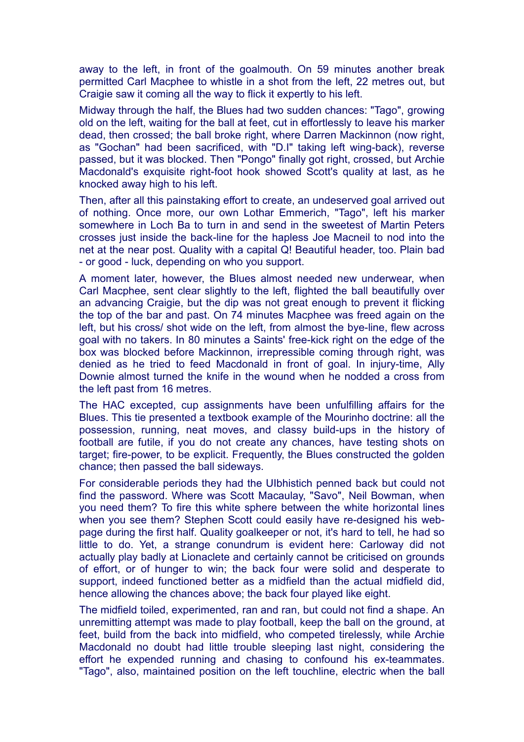away to the left, in front of the goalmouth. On 59 minutes another break permitted Carl Macphee to whistle in a shot from the left, 22 metres out, but Craigie saw it coming all the way to flick it expertly to his left.

Midway through the half, the Blues had two sudden chances: "Tago", growing old on the left, waiting for the ball at feet, cut in effortlessly to leave his marker dead, then crossed; the ball broke right, where Darren Mackinnon (now right, as "Gochan" had been sacrificed, with "D.I" taking left wing-back), reverse passed, but it was blocked. Then "Pongo" finally got right, crossed, but Archie Macdonald's exquisite right-foot hook showed Scott's quality at last, as he knocked away high to his left.

Then, after all this painstaking effort to create, an undeserved goal arrived out of nothing. Once more, our own Lothar Emmerich, "Tago", left his marker somewhere in Loch Ba to turn in and send in the sweetest of Martin Peters crosses just inside the back-line for the hapless Joe Macneil to nod into the net at the near post. Quality with a capital Q! Beautiful header, too. Plain bad - or good - luck, depending on who you support.

A moment later, however, the Blues almost needed new underwear, when Carl Macphee, sent clear slightly to the left, flighted the ball beautifully over an advancing Craigie, but the dip was not great enough to prevent it flicking the top of the bar and past. On 74 minutes Macphee was freed again on the left, but his cross/ shot wide on the left, from almost the bye-line, flew across goal with no takers. In 80 minutes a Saints' free-kick right on the edge of the box was blocked before Mackinnon, irrepressible coming through right, was denied as he tried to feed Macdonald in front of goal. In injury-time, Ally Downie almost turned the knife in the wound when he nodded a cross from the left past from 16 metres.

The HAC excepted, cup assignments have been unfulfilling affairs for the Blues. This tie presented a textbook example of the Mourinho doctrine: all the possession, running, neat moves, and classy build-ups in the history of football are futile, if you do not create any chances, have testing shots on target; fire-power, to be explicit. Frequently, the Blues constructed the golden chance; then passed the ball sideways.

For considerable periods they had the Uibhistich penned back but could not find the password. Where was Scott Macaulay, "Savo", Neil Bowman, when you need them? To fire this white sphere between the white horizontal lines when you see them? Stephen Scott could easily have re-designed his web-page during the first half. Quality goalkeeper or not, it's hard to tell, he had so little to do. Yet, a strange conundrum is evident here: Carloway did not actually play badly at Lionaclete and certainly cannot be criticised on grounds of effort, or of hunger to win; the back four were solid and desperate to support, indeed functioned better as a midfield than the actual midfield did, hence allowing the chances above; the back four played like eight.

The midfield toiled, experimented, ran and ran, but could not find a shape. An unremitting attempt was made to play football, keep the ball on the ground, at feet, build from the back into midfield, who competed tirelessly, while Archie Macdonald no doubt had little trouble sleeping last night, considering the effort he expended running and chasing to confound his ex-teammates. "Tago", also, maintained position on the left touchline, electric when the ball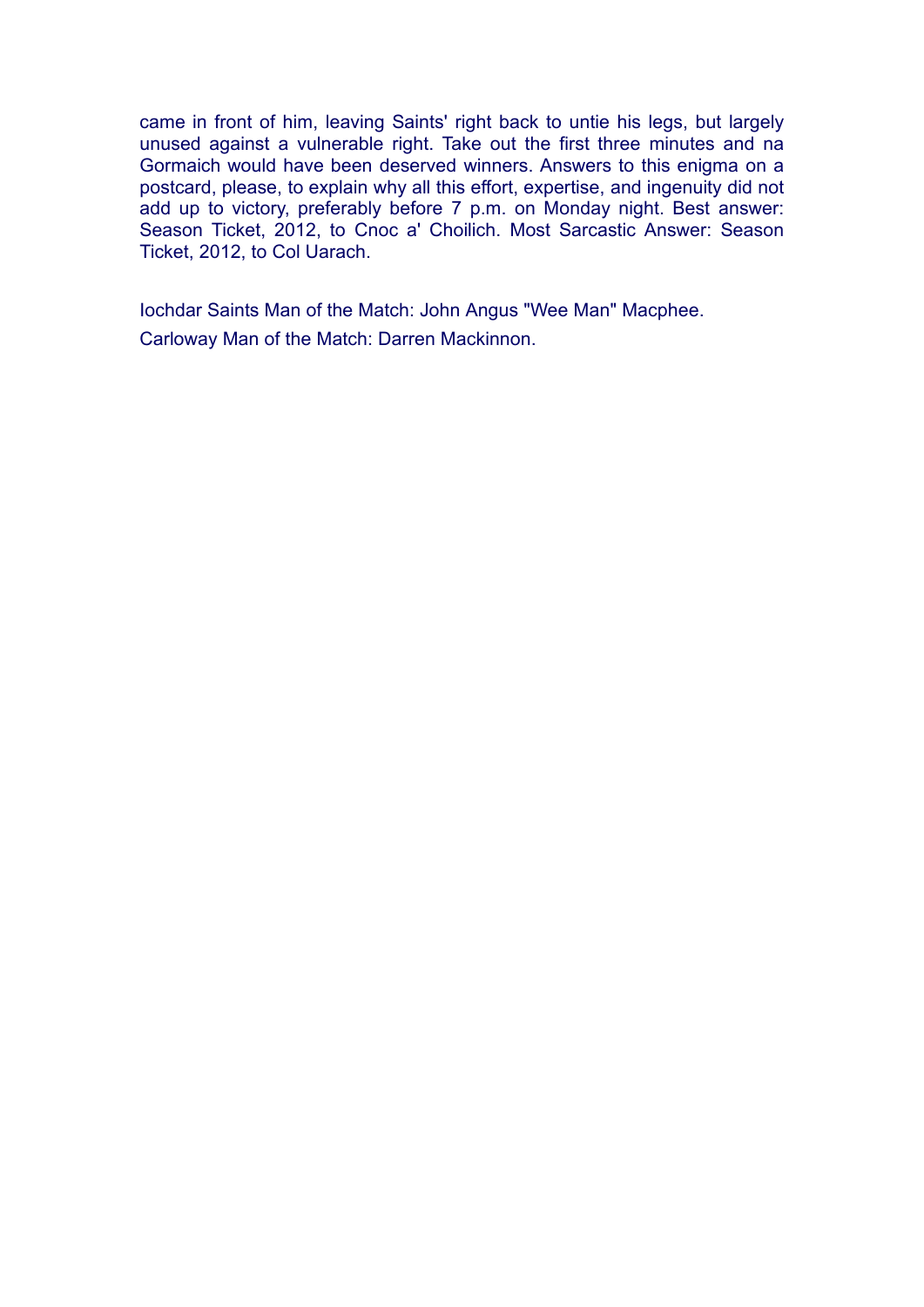came in front of him, leaving Saints' right back to untie his legs, but largely unused against a vulnerable right. Take out the first three minutes and na Gormaich would have been deserved winners. Answers to this enigma on a postcard, please, to explain why all this effort, expertise, and ingenuity did not add up to victory, preferably before 7 p.m. on Monday night. Best answer: Season Ticket, 2012, to Cnoc a' Choilich. Most Sarcastic Answer: Season Ticket, 2012, to Col Uarach.

Iochdar Saints Man of the Match: John Angus "Wee Man" Macphee.

Carloway Man of the Match: Darren Mackinnon.